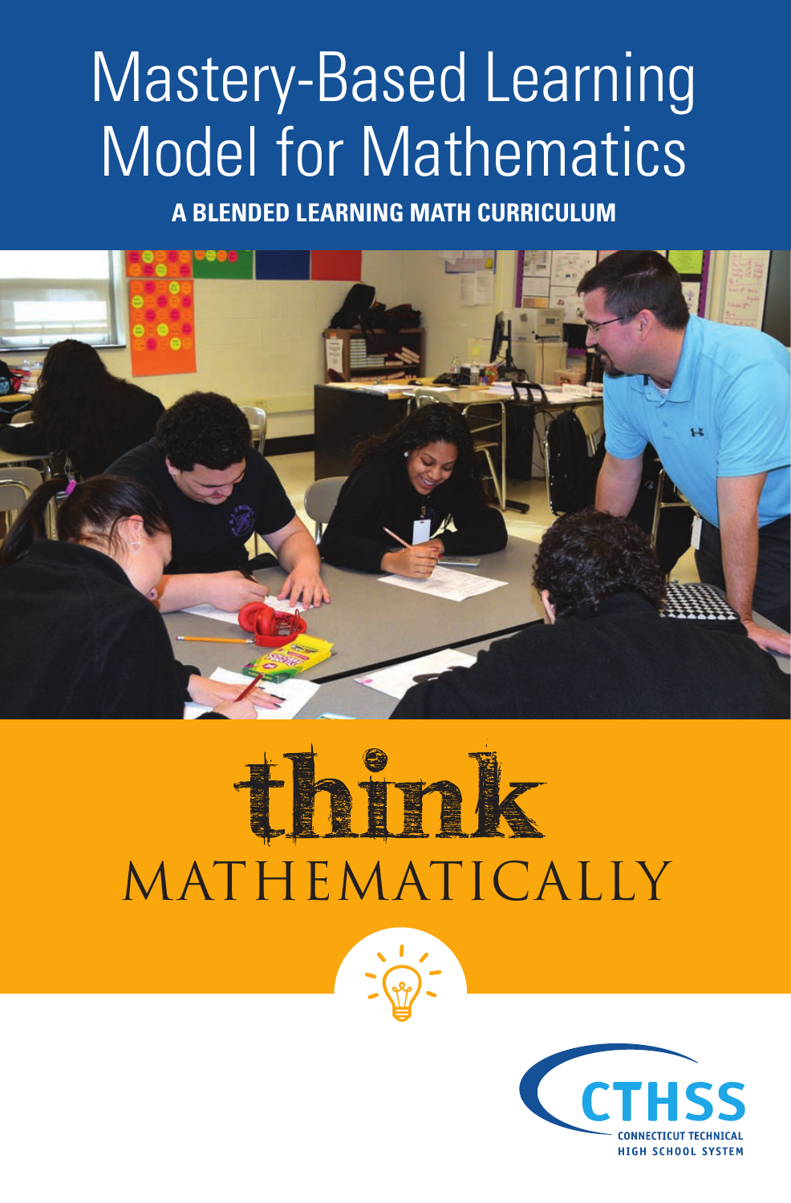# Mastery-Based Learning Model for Mathematics

**A BLENDED LEARNING MATH CURRICULUM**

think MATHEMATICALLY

CTHSS
CONNECTICUT TECHNICAL HIGH SCHOOL SYSTEM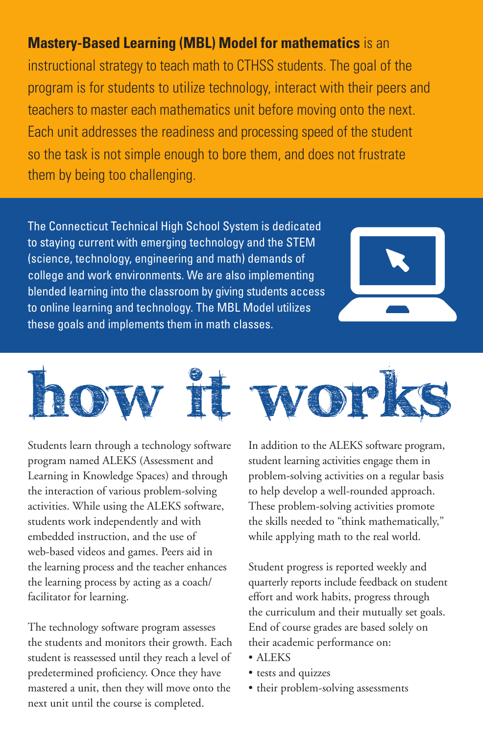**Mastery-Based Learning (MBL) Model for mathematics** is an instructional strategy to teach math to CTHSS students. The goal of the program is for students to utilize technology, interact with their peers and teachers to master each mathematics unit before moving onto the next. Each unit addresses the readiness and processing speed of the student so the task is not simple enough to bore them, and does not frustrate them by being too challenging.

The Connecticut Technical High School System is dedicated to staying current with emerging technology and the STEM (science, technology, engineering and math) demands of college and work environments. We are also implementing blended learning into the classroom by giving students access to online learning and technology. The MBL Model utilizes these goals and implements them in math classes.

# how it works

Students learn through a technology software program named ALEKS (Assessment and Learning in Knowledge Spaces) and through the interaction of various problem-solving activities. While using the ALEKS software, students work independently and with embedded instruction, and the use of web-based videos and games. Peers aid in the learning process and the teacher enhances the learning process by acting as a coach/facilitator for learning.

The technology software program assesses the students and monitors their growth. Each student is reassessed until they reach a level of predetermined proficiency. Once they have mastered a unit, then they will move onto the next unit until the course is completed.

In addition to the ALEKS software program, student learning activities engage them in problem-solving activities on a regular basis to help develop a well-rounded approach. These problem-solving activities promote the skills needed to "think mathematically," while applying math to the real world.

Student progress is reported weekly and quarterly reports include feedback on student effort and work habits, progress through the curriculum and their mutually set goals. End of course grades are based solely on their academic performance on:

- ALEKS
- tests and quizzes
- their problem-solving assessments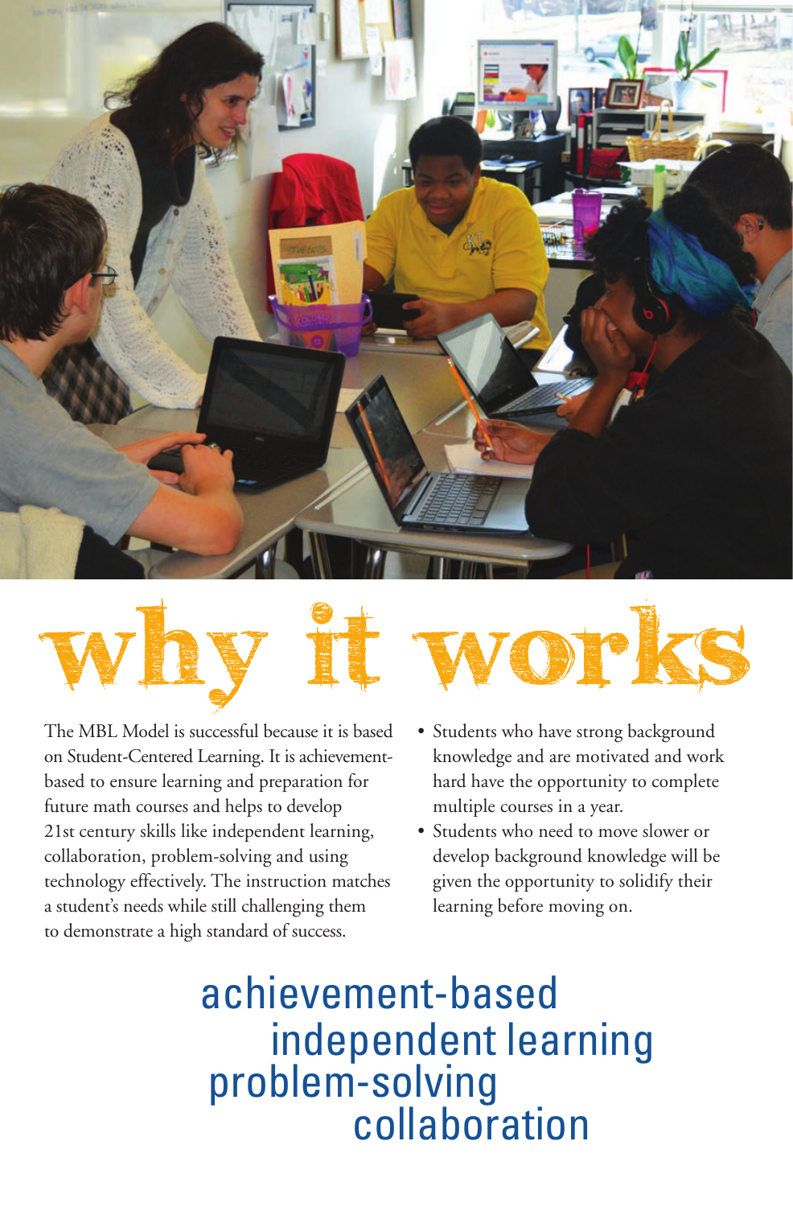# why it works

The MBL Model is successful because it is based on Student-Centered Learning. It is achievement-based to ensure learning and preparation for future math courses and helps to develop 21st century skills like independent learning, collaboration, problem-solving and using technology effectively. The instruction matches a student's needs while still challenging them to demonstrate a high standard of success.

- Students who have strong background knowledge and are motivated and work hard have the opportunity to complete multiple courses in a year.
- Students who need to move slower or develop background knowledge will be given the opportunity to solidify their learning before moving on.

achievement-based
independent learning
problem-solving
collaboration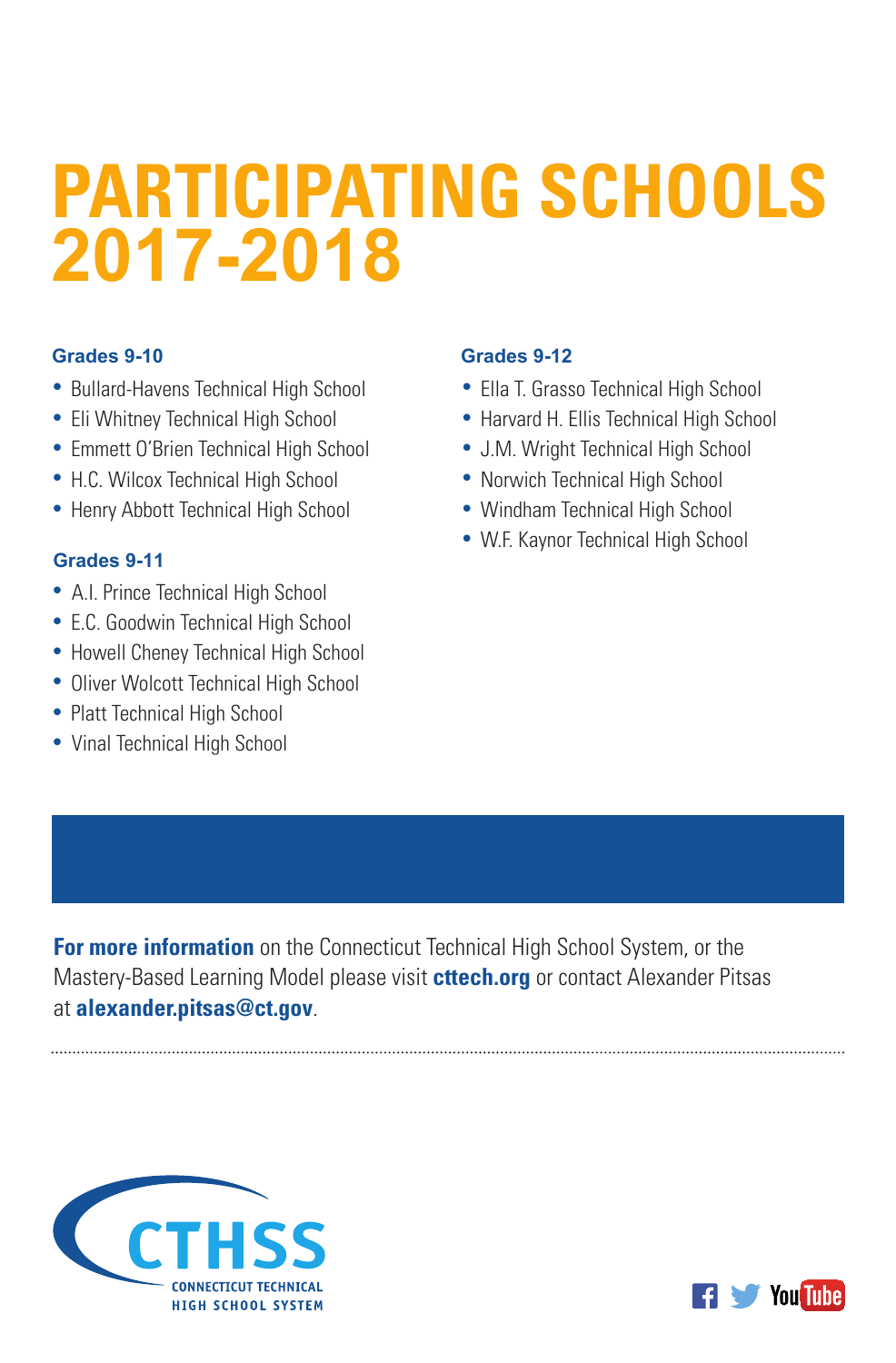# PARTICIPATING SCHOOLS 2017-2018

### Grades 9-10

- Bullard-Havens Technical High School
- Eli Whitney Technical High School
- Emmett O'Brien Technical High School
- H.C. Wilcox Technical High School
- Henry Abbott Technical High School

### Grades 9-11

- A.I. Prince Technical High School
- E.C. Goodwin Technical High School
- Howell Cheney Technical High School
- Oliver Wolcott Technical High School
- Platt Technical High School
- Vinal Technical High School

### Grades 9-12

- Ella T. Grasso Technical High School
- Harvard H. Ellis Technical High School
- J.M. Wright Technical High School
- Norwich Technical High School
- Windham Technical High School
- W.F. Kaynor Technical High School

**For more information** on the Connecticut Technical High School System, or the Mastery-Based Learning Model please visit **cttech.org** or contact Alexander Pitsas at **alexander.pitsas@ct.gov**.

CTHSS
CONNECTICUT TECHNICAL HIGH SCHOOL SYSTEM